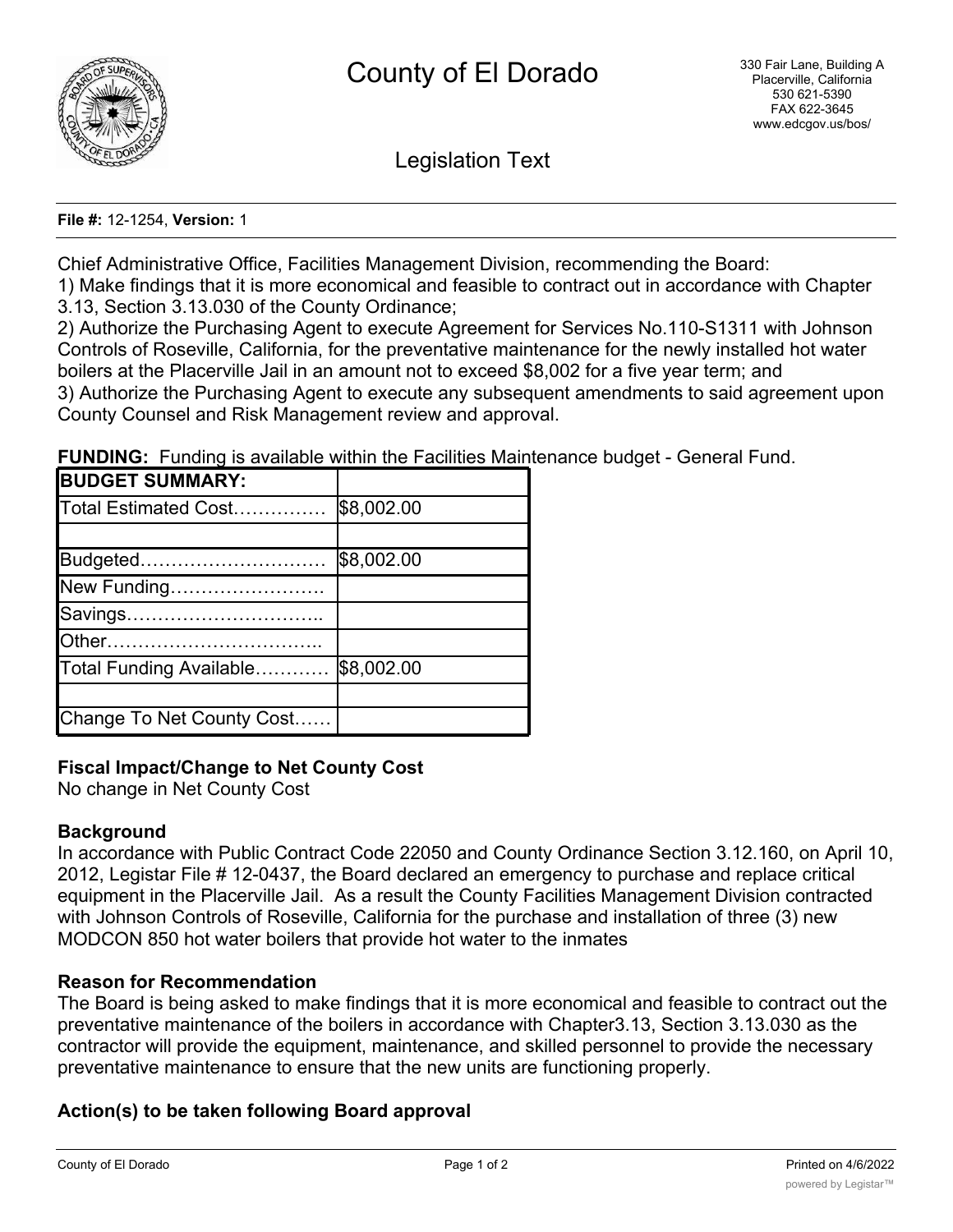# County of El Dorado

330 Fair Lane, Building A
Placerville, California
530 621-5390
FAX 622-3645
www.edcgov.us/bos/

## Legislation Text

**File #:** 12-1254, **Version:** 1

Chief Administrative Office, Facilities Management Division, recommending the Board:
1) Make findings that it is more economical and feasible to contract out in accordance with Chapter 3.13, Section 3.13.030 of the County Ordinance;
2) Authorize the Purchasing Agent to execute Agreement for Services No.110-S1311 with Johnson Controls of Roseville, California, for the preventative maintenance for the newly installed hot water boilers at the Placerville Jail in an amount not to exceed $8,002 for a five year term; and
3) Authorize the Purchasing Agent to execute any subsequent amendments to said agreement upon County Counsel and Risk Management review and approval.

**FUNDING:** Funding is available within the Facilities Maintenance budget - General Fund.

| **BUDGET SUMMARY:** | |
|---|---|
| Total Estimated Cost…………… | $8,002.00 |
| | |
| Budgeted………………………… | $8,002.00 |
| New Funding……………………. | |
| Savings………………………….. | |
| Other…………………………….. | |
| Total Funding Available………… | $8,002.00 |
| | |
| Change To Net County Cost…… | |

**Fiscal Impact/Change to Net County Cost**
No change in Net County Cost

**Background**
In accordance with Public Contract Code 22050 and County Ordinance Section 3.12.160, on April 10, 2012, Legistar File # 12-0437, the Board declared an emergency to purchase and replace critical equipment in the Placerville Jail. As a result the County Facilities Management Division contracted with Johnson Controls of Roseville, California for the purchase and installation of three (3) new MODCON 850 hot water boilers that provide hot water to the inmates

**Reason for Recommendation**
The Board is being asked to make findings that it is more economical and feasible to contract out the preventative maintenance of the boilers in accordance with Chapter3.13, Section 3.13.030 as the contractor will provide the equipment, maintenance, and skilled personnel to provide the necessary preventative maintenance to ensure that the new units are functioning properly.

**Action(s) to be taken following Board approval**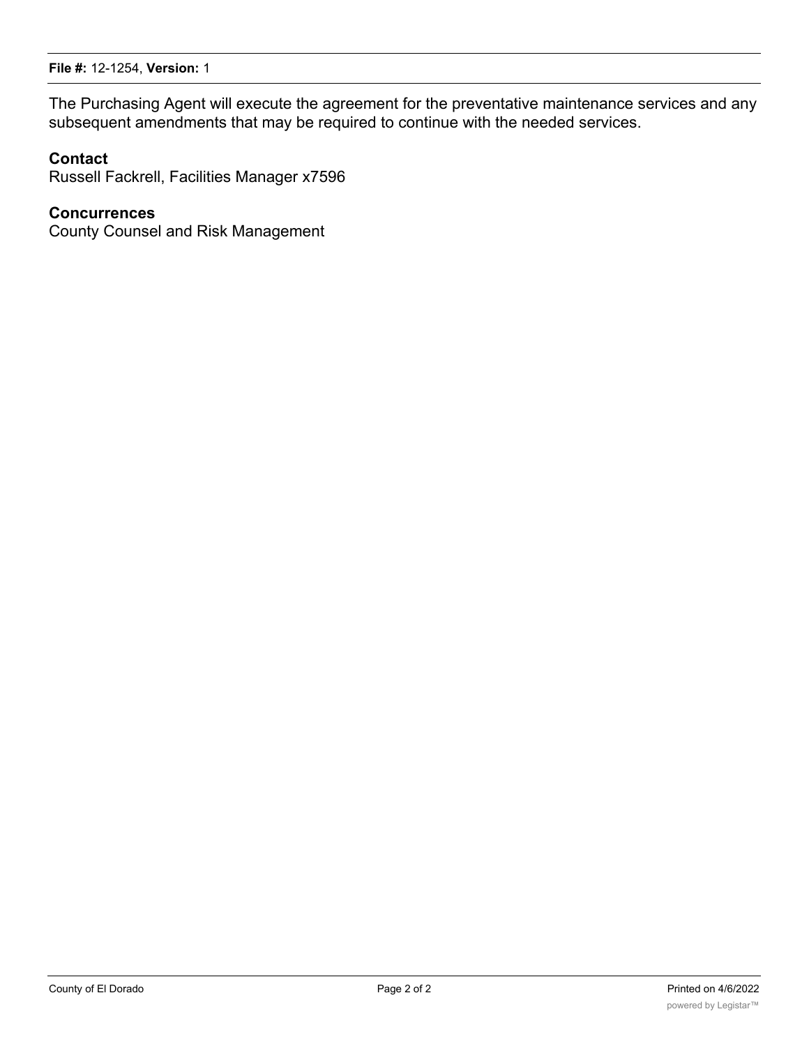The Purchasing Agent will execute the agreement for the preventative maintenance services and any subsequent amendments that may be required to continue with the needed services.

## Contact
Russell Fackrell, Facilities Manager x7596

## Concurrences
County Counsel and Risk Management